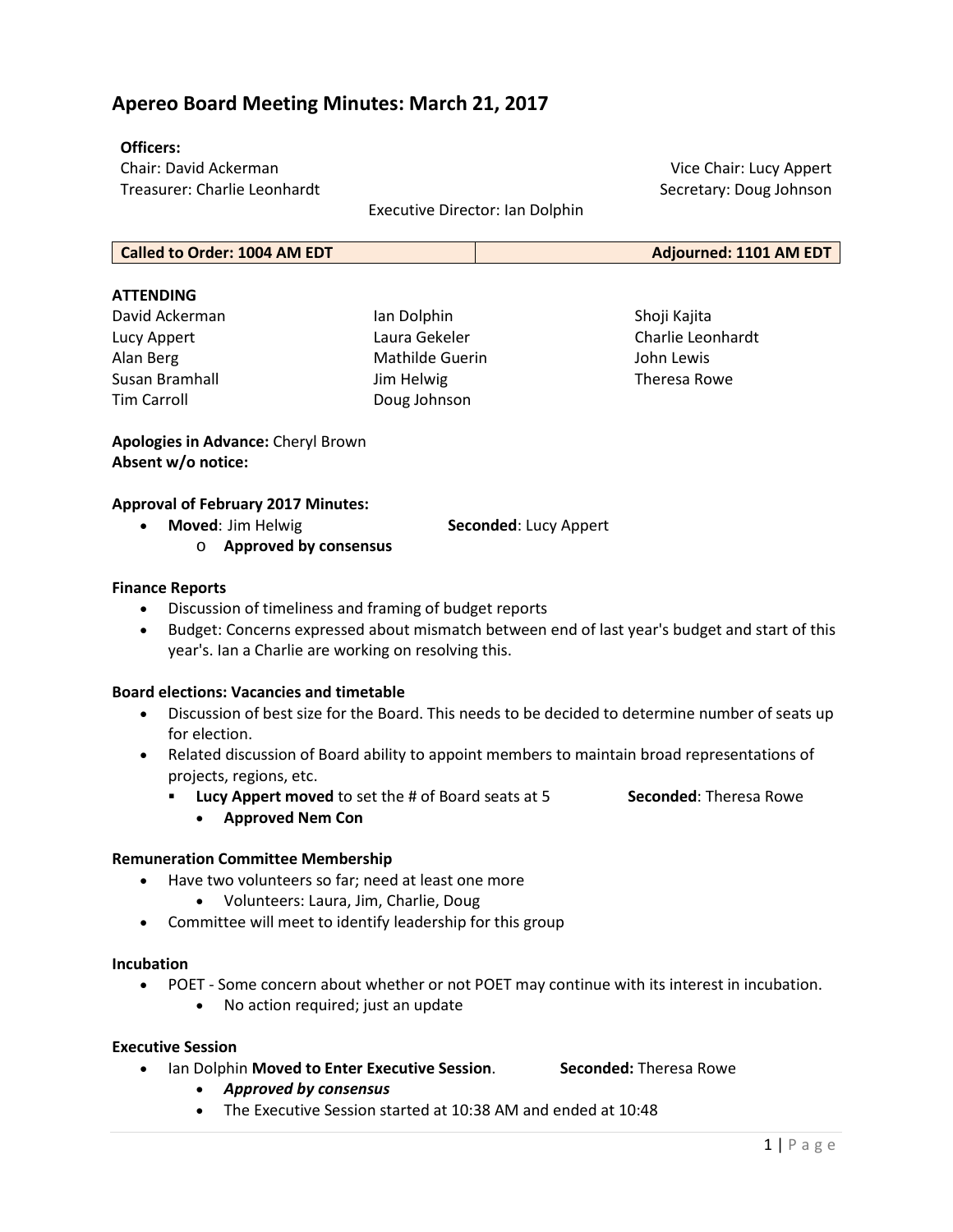# Apereo Board Meeting Minutes: March 21, 2017

**Officers:**

Chair: David Ackerman
Vice Chair: Lucy Appert
Treasurer: Charlie Leonhardt
Secretary: Doug Johnson
Executive Director: Ian Dolphin

| Called to Order: 1004 AM EDT | Adjourned: 1101 AM EDT |
|---|---|

**ATTENDING**

| | | |
|---|---|---|
| David Ackerman | Ian Dolphin | Shoji Kajita |
| Lucy Appert | Laura Gekeler | Charlie Leonhardt |
| Alan Berg | Mathilde Guerin | John Lewis |
| Susan Bramhall | Jim Helwig | Theresa Rowe |
| Tim Carroll | Doug Johnson | |

**Apologies in Advance:** Cheryl Brown
**Absent w/o notice:**

**Approval of February 2017 Minutes:**

- **Moved**: Jim Helwig **Seconded**: Lucy Appert
  - **Approved by consensus**

**Finance Reports**

- Discussion of timeliness and framing of budget reports
- Budget: Concerns expressed about mismatch between end of last year's budget and start of this year's. Ian a Charlie are working on resolving this.

**Board elections: Vacancies and timetable**

- Discussion of best size for the Board. This needs to be decided to determine number of seats up for election.
- Related discussion of Board ability to appoint members to maintain broad representations of projects, regions, etc.
  - **Lucy Appert moved** to set the # of Board seats at 5 **Seconded**: Theresa Rowe
    - **Approved Nem Con**

**Remuneration Committee Membership**

- Have two volunteers so far; need at least one more
  - Volunteers: Laura, Jim, Charlie, Doug
- Committee will meet to identify leadership for this group

**Incubation**

- POET - Some concern about whether or not POET may continue with its interest in incubation.
  - No action required; just an update

**Executive Session**

- Ian Dolphin **Moved to Enter Executive Session**. **Seconded:** Theresa Rowe
  - ***Approved by consensus***
  - The Executive Session started at 10:38 AM and ended at 10:48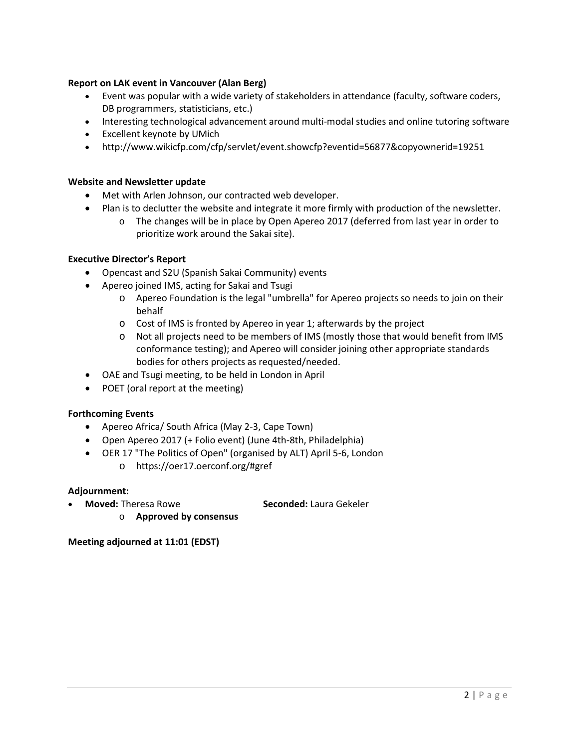**Report on LAK event in Vancouver (Alan Berg)**

- Event was popular with a wide variety of stakeholders in attendance (faculty, software coders, DB programmers, statisticians, etc.)
- Interesting technological advancement around multi-modal studies and online tutoring software
- Excellent keynote by UMich
- http://www.wikicfp.com/cfp/servlet/event.showcfp?eventid=56877&copyownerid=19251

**Website and Newsletter update**

- Met with Arlen Johnson, our contracted web developer.
- Plan is to declutter the website and integrate it more firmly with production of the newsletter.
  - The changes will be in place by Open Apereo 2017 (deferred from last year in order to prioritize work around the Sakai site).

**Executive Director's Report**

- Opencast and S2U (Spanish Sakai Community) events
- Apereo joined IMS, acting for Sakai and Tsugi
  - Apereo Foundation is the legal "umbrella" for Apereo projects so needs to join on their behalf
  - Cost of IMS is fronted by Apereo in year 1; afterwards by the project
  - Not all projects need to be members of IMS (mostly those that would benefit from IMS conformance testing); and Apereo will consider joining other appropriate standards bodies for others projects as requested/needed.
- OAE and Tsugi meeting, to be held in London in April
- POET (oral report at the meeting)

**Forthcoming Events**

- Apereo Africa/ South Africa (May 2-3, Cape Town)
- Open Apereo 2017 (+ Folio event) (June 4th-8th, Philadelphia)
- OER 17 "The Politics of Open" (organised by ALT) April 5-6, London
  - https://oer17.oerconf.org/#gref

**Adjournment:**

- **Moved:** Theresa Rowe **Seconded:** Laura Gekeler
  - **Approved by consensus**

**Meeting adjourned at 11:01 (EDST)**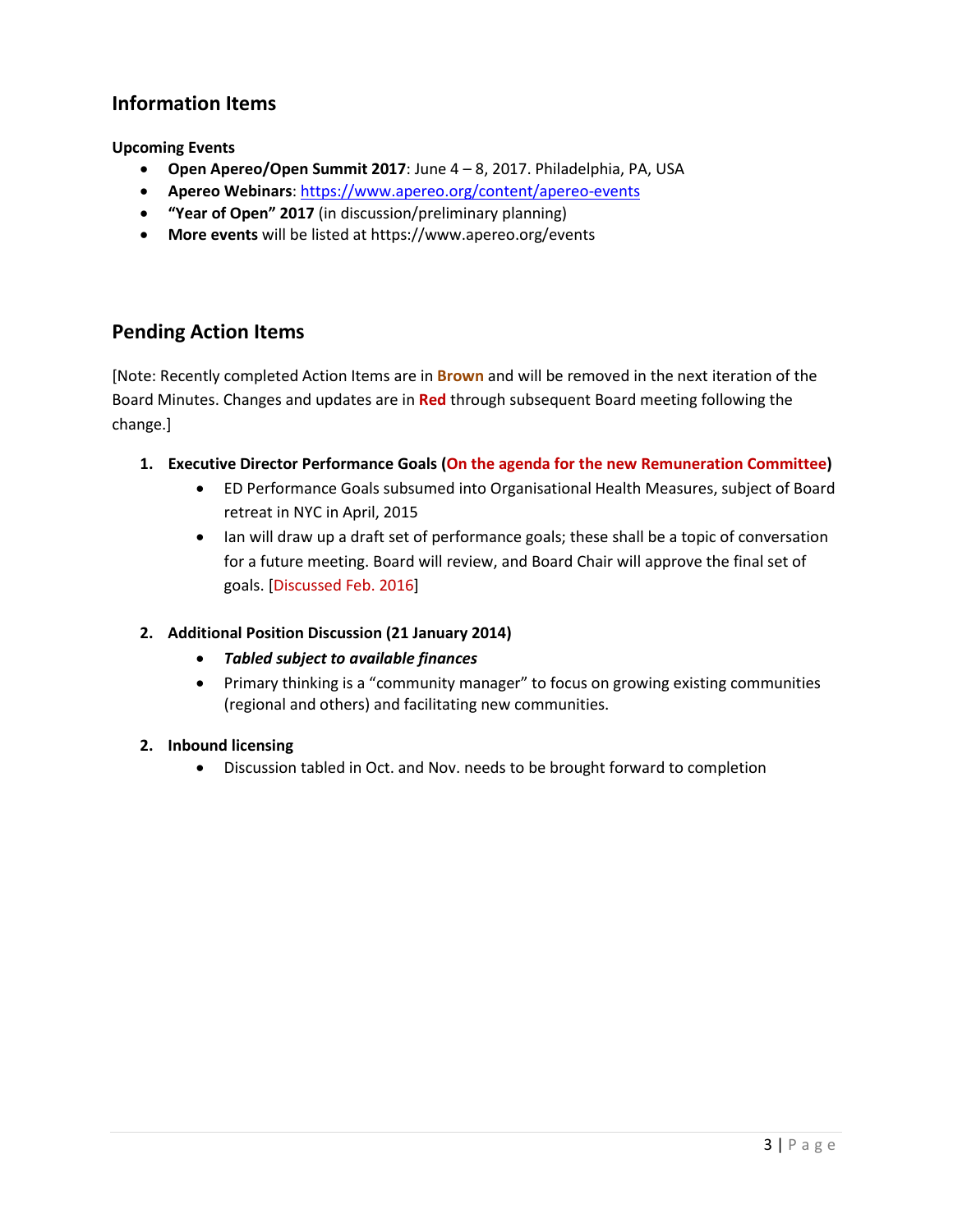## Information Items

**Upcoming Events**

- **Open Apereo/Open Summit 2017**: June 4 – 8, 2017. Philadelphia, PA, USA
- **Apereo Webinars**: https://www.apereo.org/content/apereo-events
- **"Year of Open" 2017** (in discussion/preliminary planning)
- **More events** will be listed at https://www.apereo.org/events

## Pending Action Items

[Note: Recently completed Action Items are in **Brown** and will be removed in the next iteration of the Board Minutes. Changes and updates are in **Red** through subsequent Board meeting following the change.]

1. **Executive Director Performance Goals (On the agenda for the new Remuneration Committee)**
   - ED Performance Goals subsumed into Organisational Health Measures, subject of Board retreat in NYC in April, 2015
   - Ian will draw up a draft set of performance goals; these shall be a topic of conversation for a future meeting. Board will review, and Board Chair will approve the final set of goals. [Discussed Feb. 2016]

2. **Additional Position Discussion (21 January 2014)**
   - ***Tabled subject to available finances***
   - Primary thinking is a "community manager" to focus on growing existing communities (regional and others) and facilitating new communities.

2. **Inbound licensing**
   - Discussion tabled in Oct. and Nov. needs to be brought forward to completion